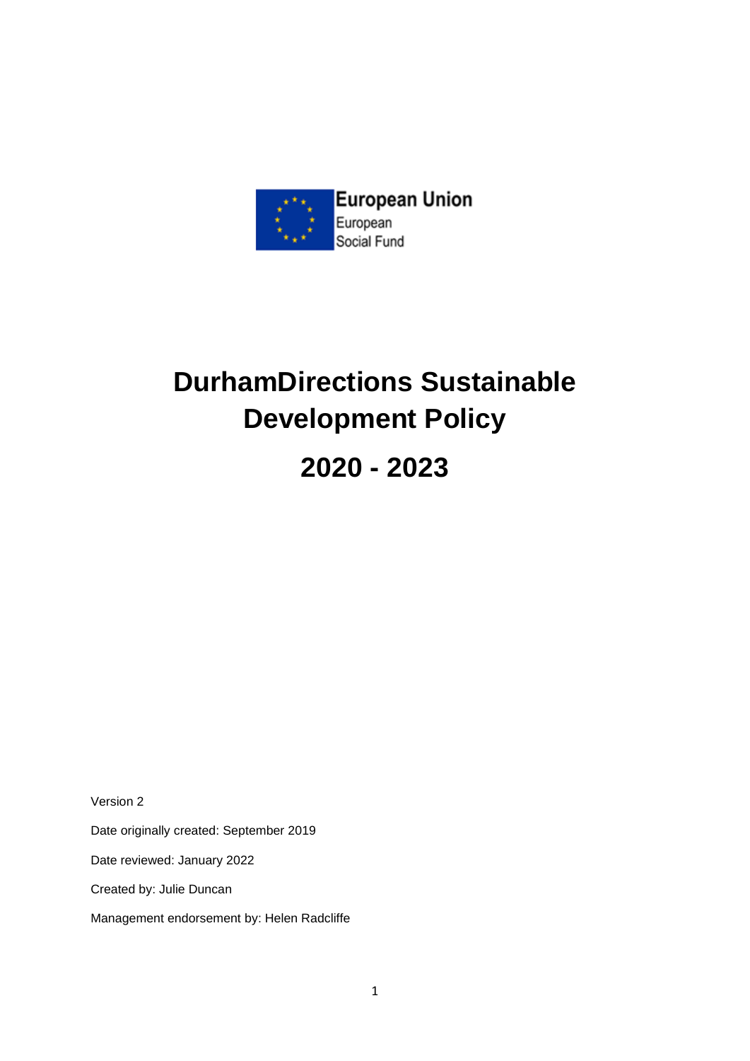European Union
European
Social Fund

# DurhamDirections Sustainable Development Policy

# 2020 - 2023

Version 2

Date originally created: September 2019

Date reviewed: January 2022

Created by: Julie Duncan

Management endorsement by: Helen Radcliffe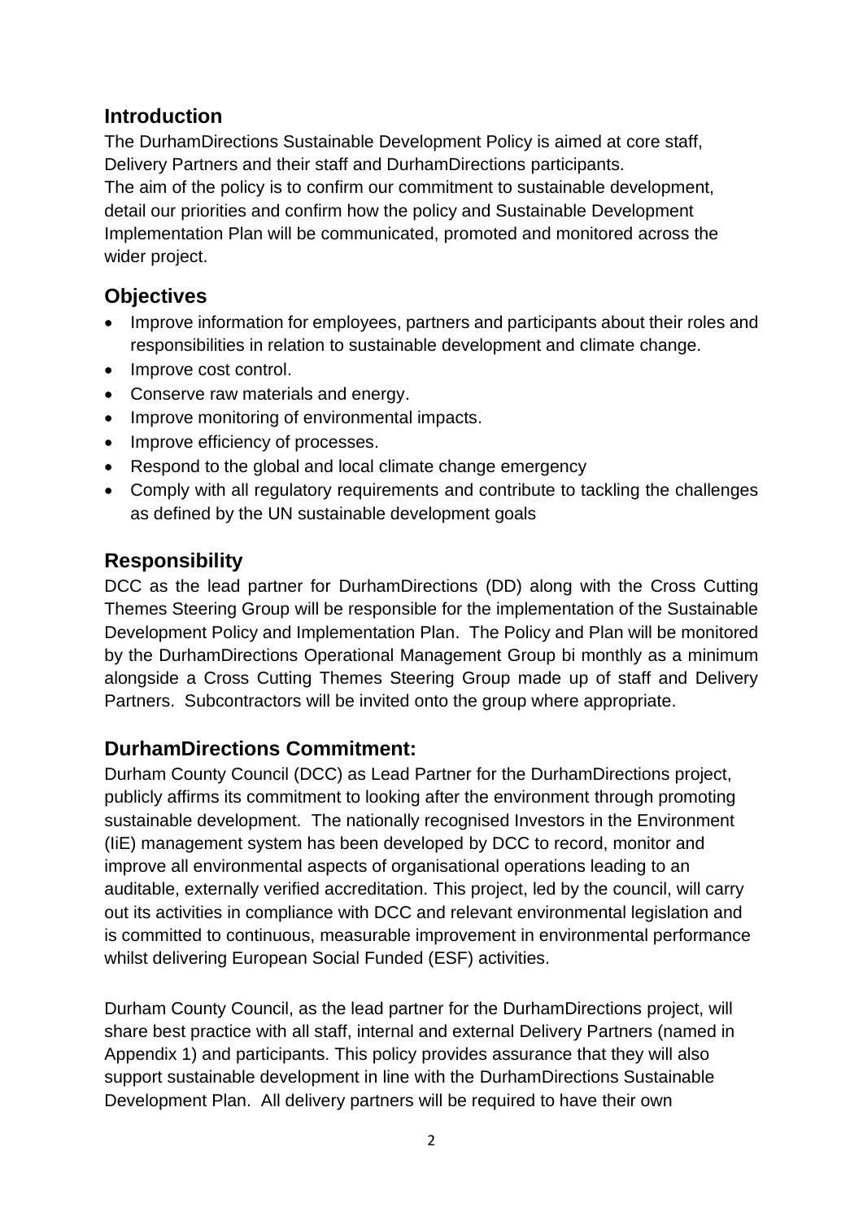## Introduction

The DurhamDirections Sustainable Development Policy is aimed at core staff, Delivery Partners and their staff and DurhamDirections participants.
The aim of the policy is to confirm our commitment to sustainable development, detail our priorities and confirm how the policy and Sustainable Development Implementation Plan will be communicated, promoted and monitored across the wider project.

## Objectives

- Improve information for employees, partners and participants about their roles and responsibilities in relation to sustainable development and climate change.
- Improve cost control.
- Conserve raw materials and energy.
- Improve monitoring of environmental impacts.
- Improve efficiency of processes.
- Respond to the global and local climate change emergency
- Comply with all regulatory requirements and contribute to tackling the challenges as defined by the UN sustainable development goals

## Responsibility

DCC as the lead partner for DurhamDirections (DD) along with the Cross Cutting Themes Steering Group will be responsible for the implementation of the Sustainable Development Policy and Implementation Plan. The Policy and Plan will be monitored by the DurhamDirections Operational Management Group bi monthly as a minimum alongside a Cross Cutting Themes Steering Group made up of staff and Delivery Partners. Subcontractors will be invited onto the group where appropriate.

## DurhamDirections Commitment:

Durham County Council (DCC) as Lead Partner for the DurhamDirections project, publicly affirms its commitment to looking after the environment through promoting sustainable development. The nationally recognised Investors in the Environment (IiE) management system has been developed by DCC to record, monitor and improve all environmental aspects of organisational operations leading to an auditable, externally verified accreditation. This project, led by the council, will carry out its activities in compliance with DCC and relevant environmental legislation and is committed to continuous, measurable improvement in environmental performance whilst delivering European Social Funded (ESF) activities.

Durham County Council, as the lead partner for the DurhamDirections project, will share best practice with all staff, internal and external Delivery Partners (named in Appendix 1) and participants. This policy provides assurance that they will also support sustainable development in line with the DurhamDirections Sustainable Development Plan. All delivery partners will be required to have their own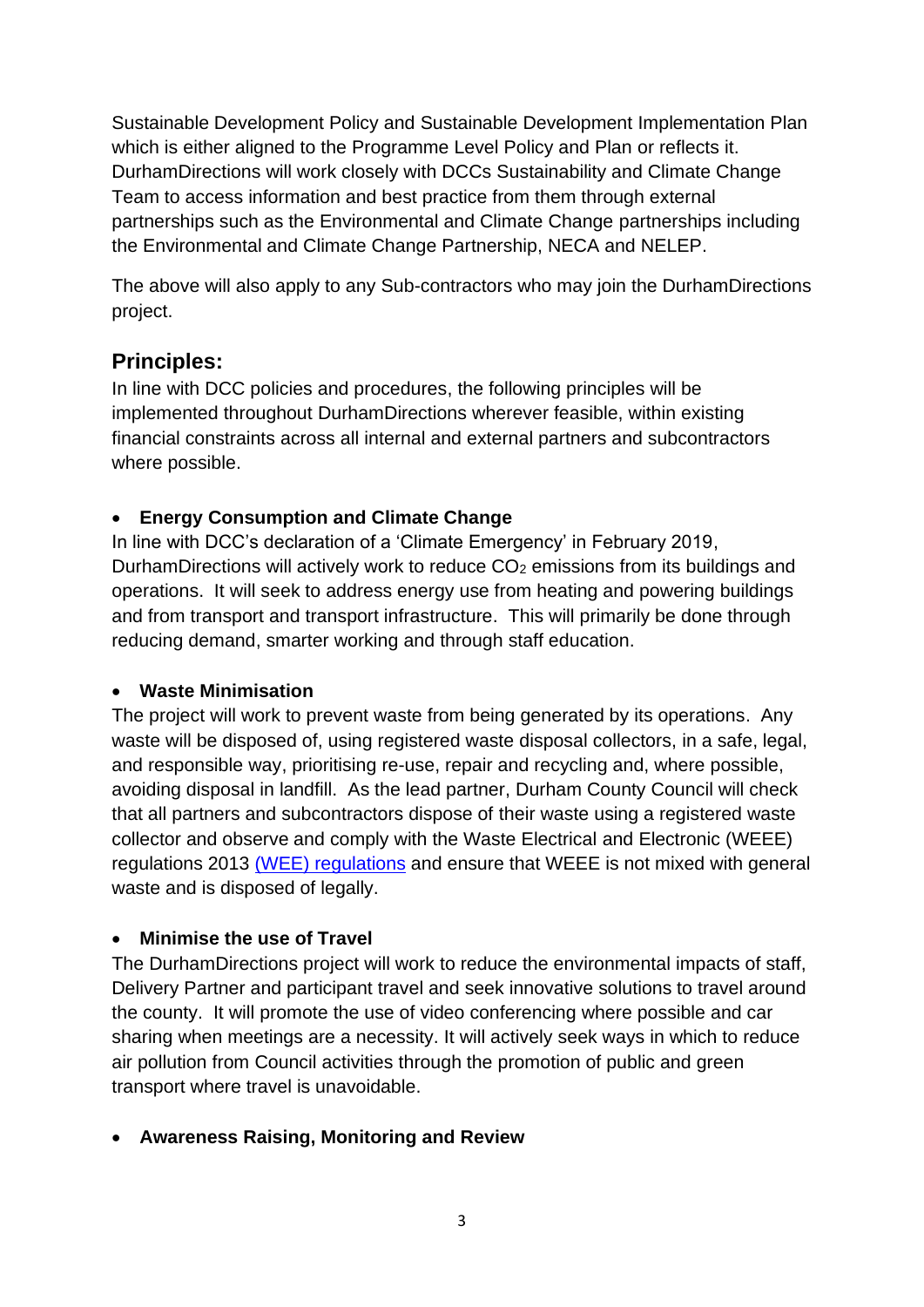Sustainable Development Policy and Sustainable Development Implementation Plan which is either aligned to the Programme Level Policy and Plan or reflects it. DurhamDirections will work closely with DCCs Sustainability and Climate Change Team to access information and best practice from them through external partnerships such as the Environmental and Climate Change partnerships including the Environmental and Climate Change Partnership, NECA and NELEP.

The above will also apply to any Sub-contractors who may join the DurhamDirections project.

## Principles:

In line with DCC policies and procedures, the following principles will be implemented throughout DurhamDirections wherever feasible, within existing financial constraints across all internal and external partners and subcontractors where possible.

- **Energy Consumption and Climate Change**

In line with DCC's declaration of a 'Climate Emergency' in February 2019, DurhamDirections will actively work to reduce $CO_2$ emissions from its buildings and operations. It will seek to address energy use from heating and powering buildings and from transport and transport infrastructure. This will primarily be done through reducing demand, smarter working and through staff education.

- **Waste Minimisation**

The project will work to prevent waste from being generated by its operations. Any waste will be disposed of, using registered waste disposal collectors, in a safe, legal, and responsible way, prioritising re-use, repair and recycling and, where possible, avoiding disposal in landfill. As the lead partner, Durham County Council will check that all partners and subcontractors dispose of their waste using a registered waste collector and observe and comply with the Waste Electrical and Electronic (WEEE) regulations 2013 (WEE) regulations and ensure that WEEE is not mixed with general waste and is disposed of legally.

- **Minimise the use of Travel**

The DurhamDirections project will work to reduce the environmental impacts of staff, Delivery Partner and participant travel and seek innovative solutions to travel around the county. It will promote the use of video conferencing where possible and car sharing when meetings are a necessity. It will actively seek ways in which to reduce air pollution from Council activities through the promotion of public and green transport where travel is unavoidable.

- **Awareness Raising, Monitoring and Review**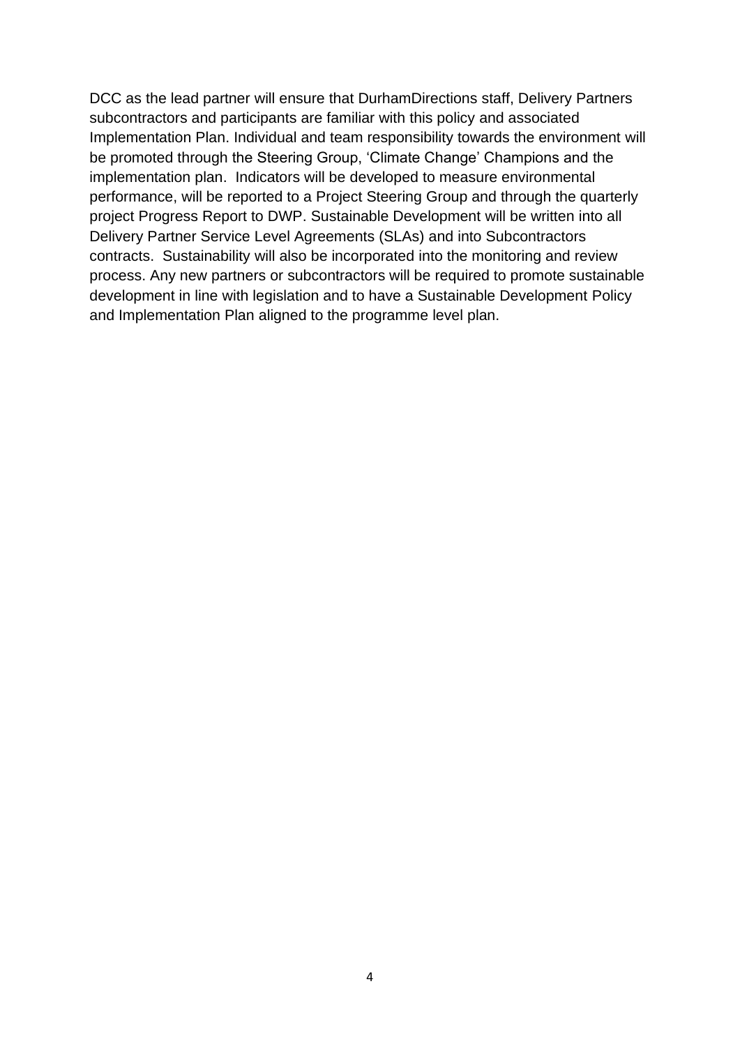DCC as the lead partner will ensure that DurhamDirections staff, Delivery Partners subcontractors and participants are familiar with this policy and associated Implementation Plan. Individual and team responsibility towards the environment will be promoted through the Steering Group, 'Climate Change' Champions and the implementation plan. Indicators will be developed to measure environmental performance, will be reported to a Project Steering Group and through the quarterly project Progress Report to DWP. Sustainable Development will be written into all Delivery Partner Service Level Agreements (SLAs) and into Subcontractors contracts. Sustainability will also be incorporated into the monitoring and review process. Any new partners or subcontractors will be required to promote sustainable development in line with legislation and to have a Sustainable Development Policy and Implementation Plan aligned to the programme level plan.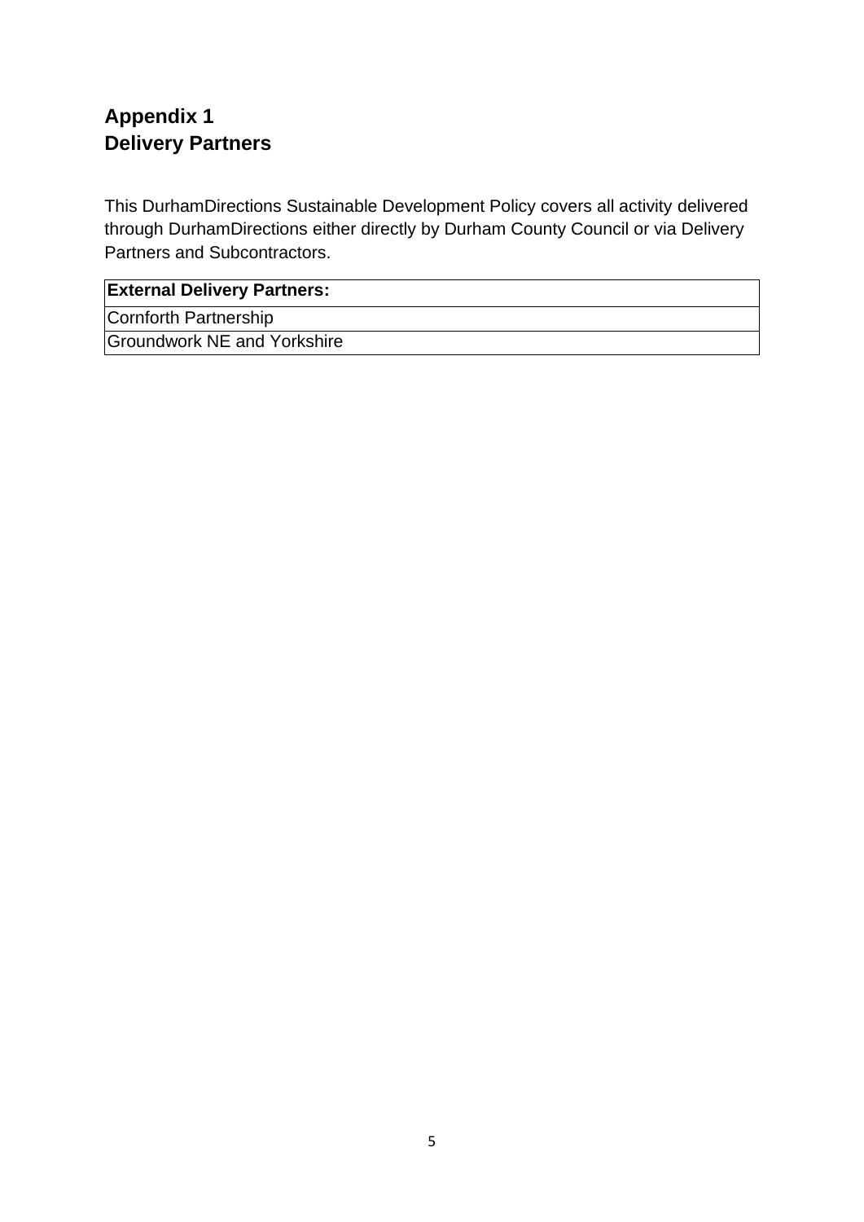## Appendix 1
## Delivery Partners

This DurhamDirections Sustainable Development Policy covers all activity delivered through DurhamDirections either directly by Durham County Council or via Delivery Partners and Subcontractors.

| **External Delivery Partners:** |
| --- |
| Cornforth Partnership |
| Groundwork NE and Yorkshire |